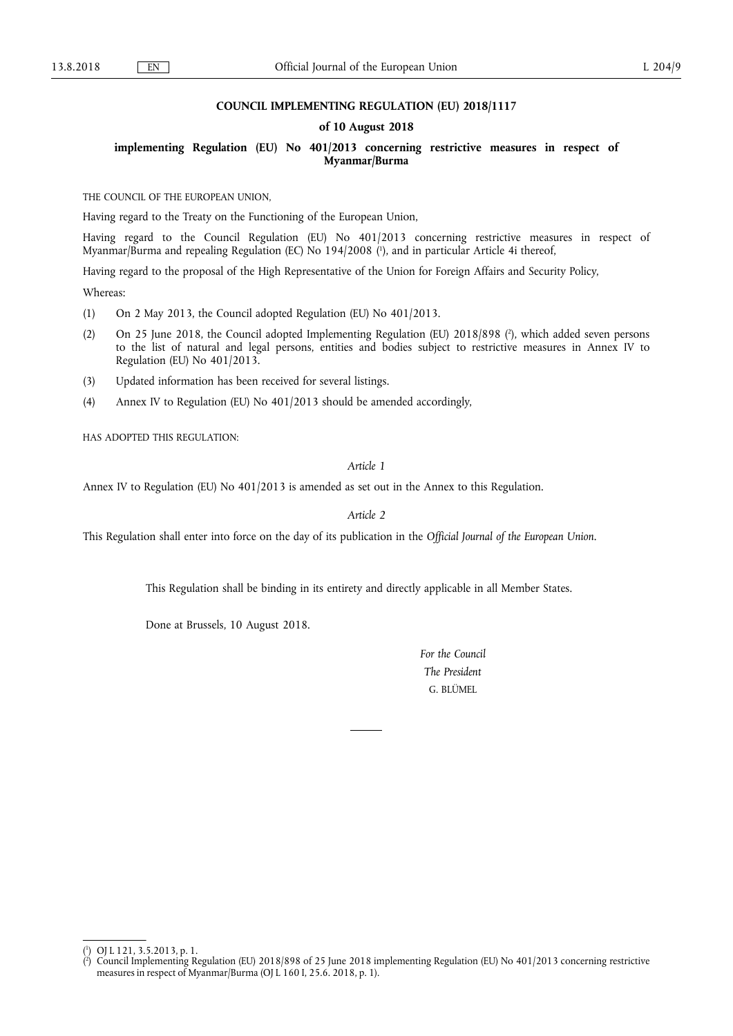# COUNCIL IMPLEMENTING REGULATION (EU) 2018/1117

## of 10 August 2018

## implementing Regulation (EU) No 401/2013 concerning restrictive measures in respect of Myanmar/Burma

THE COUNCIL OF THE EUROPEAN UNION,

Having regard to the Treaty on the Functioning of the European Union,

Having regard to the Council Regulation (EU) No 401/2013 concerning restrictive measures in respect of Myanmar/Burma and repealing Regulation (EC) No 194/2008 [1], and in particular Article 4i thereof,

Having regard to the proposal of the High Representative of the Union for Foreign Affairs and Security Policy,

Whereas:

(1) On 2 May 2013, the Council adopted Regulation (EU) No 401/2013.

(2) On 25 June 2018, the Council adopted Implementing Regulation (EU) 2018/898 [2], which added seven persons to the list of natural and legal persons, entities and bodies subject to restrictive measures in Annex IV to Regulation (EU) No 401/2013.

(3) Updated information has been received for several listings.

(4) Annex IV to Regulation (EU) No 401/2013 should be amended accordingly,

HAS ADOPTED THIS REGULATION:

*Article 1*

Annex IV to Regulation (EU) No 401/2013 is amended as set out in the Annex to this Regulation.

*Article 2*

This Regulation shall enter into force on the day of its publication in the *Official Journal of the European Union*.

This Regulation shall be binding in its entirety and directly applicable in all Member States.

Done at Brussels, 10 August 2018.

*For the Council*

*The President*

G. BLÜMEL

---

[1] OJ L 121, 3.5.2013, p. 1.

[2] Council Implementing Regulation (EU) 2018/898 of 25 June 2018 implementing Regulation (EU) No 401/2013 concerning restrictive measures in respect of Myanmar/Burma (OJ L 160 I, 25.6. 2018, p. 1).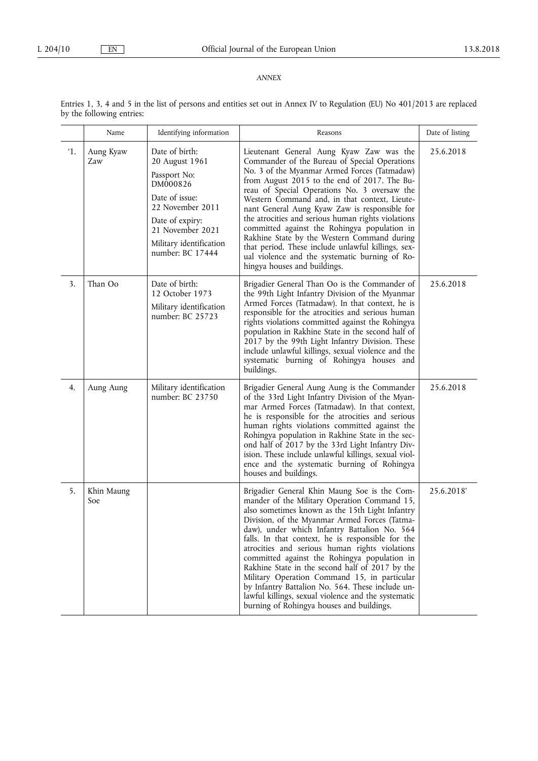*ANNEX*

Entries 1, 3, 4 and 5 in the list of persons and entities set out in Annex IV to Regulation (EU) No 401/2013 are replaced by the following entries:

| | Name | Identifying information | Reasons | Date of listing |
|---|---|---|---|---|
| '1. | Aung Kyaw Zaw | Date of birth: 20 August 1961<br>Passport No: DM000826<br>Date of issue: 22 November 2011<br>Date of expiry: 21 November 2021<br>Military identification number: BC 17444 | Lieutenant General Aung Kyaw Zaw was the Commander of the Bureau of Special Operations No. 3 of the Myanmar Armed Forces (Tatmadaw) from August 2015 to the end of 2017. The Bureau of Special Operations No. 3 oversaw the Western Command and, in that context, Lieutenant General Aung Kyaw Zaw is responsible for the atrocities and serious human rights violations committed against the Rohingya population in Rakhine State by the Western Command during that period. These include unlawful killings, sexual violence and the systematic burning of Rohingya houses and buildings. | 25.6.2018 |
| 3. | Than Oo | Date of birth: 12 October 1973<br>Military identification number: BC 25723 | Brigadier General Than Oo is the Commander of the 99th Light Infantry Division of the Myanmar Armed Forces (Tatmadaw). In that context, he is responsible for the atrocities and serious human rights violations committed against the Rohingya population in Rakhine State in the second half of 2017 by the 99th Light Infantry Division. These include unlawful killings, sexual violence and the systematic burning of Rohingya houses and buildings. | 25.6.2018 |
| 4. | Aung Aung | Military identification number: BC 23750 | Brigadier General Aung Aung is the Commander of the 33rd Light Infantry Division of the Myanmar Armed Forces (Tatmadaw). In that context, he is responsible for the atrocities and serious human rights violations committed against the Rohingya population in Rakhine State in the second half of 2017 by the 33rd Light Infantry Division. These include unlawful killings, sexual violence and the systematic burning of Rohingya houses and buildings. | 25.6.2018 |
| 5. | Khin Maung Soe | | Brigadier General Khin Maung Soe is the Commander of the Military Operation Command 15, also sometimes known as the 15th Light Infantry Division, of the Myanmar Armed Forces (Tatmadaw), under which Infantry Battalion No. 564 falls. In that context, he is responsible for the atrocities and serious human rights violations committed against the Rohingya population in Rakhine State in the second half of 2017 by the Military Operation Command 15, in particular by Infantry Battalion No. 564. These include unlawful killings, sexual violence and the systematic burning of Rohingya houses and buildings. | 25.6.2018' |